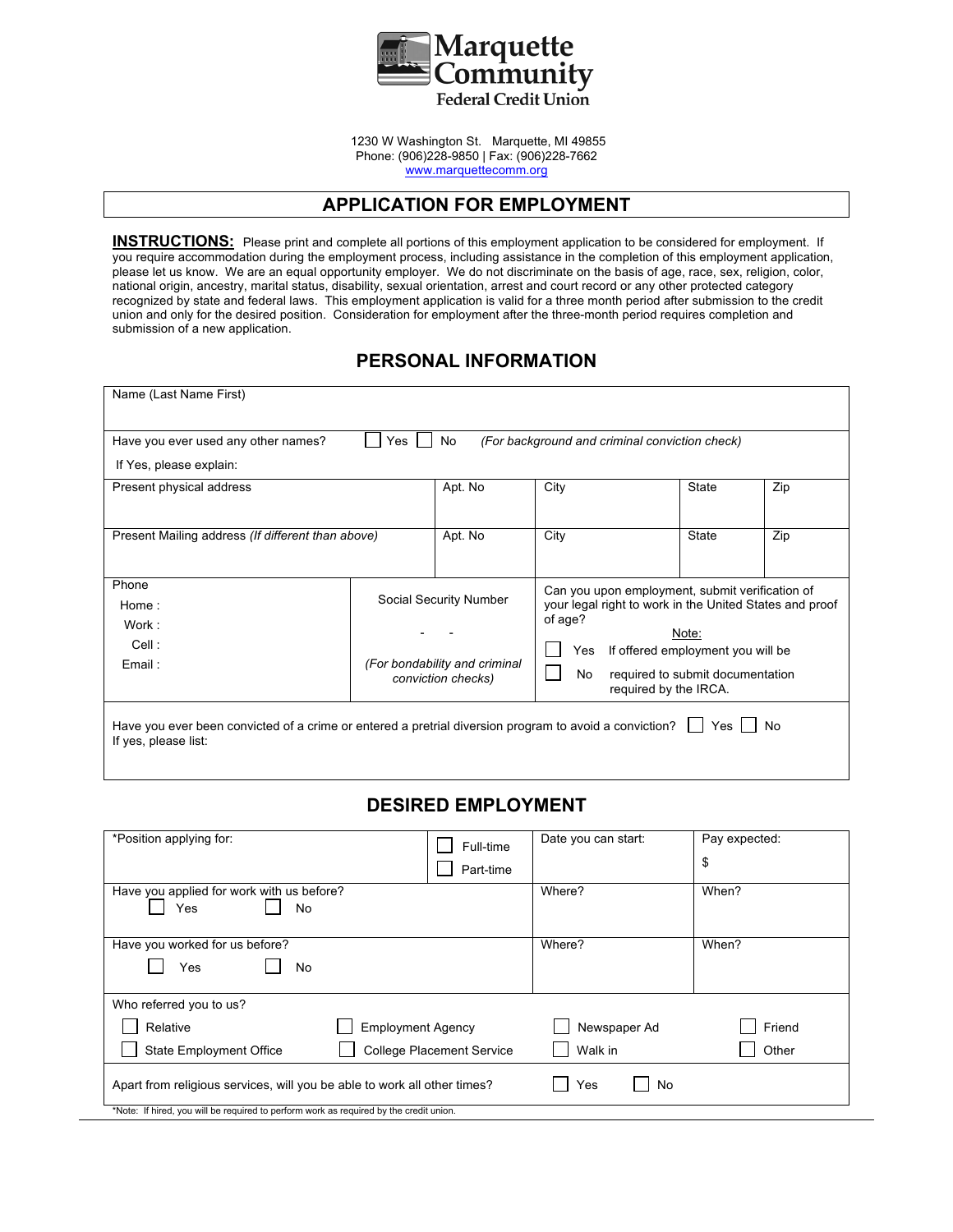# Marquette Community Federal Credit Union

1230 W Washington St. Marquette, MI 49855
Phone: (906)228-9850 | Fax: (906)228-7662
www.marquettecomm.org

## APPLICATION FOR EMPLOYMENT

**INSTRUCTIONS:** Please print and complete all portions of this employment application to be considered for employment. If you require accommodation during the employment process, including assistance in the completion of this employment application, please let us know. We are an equal opportunity employer. We do not discriminate on the basis of age, race, sex, religion, color, national origin, ancestry, marital status, disability, sexual orientation, arrest and court record or any other protected category recognized by state and federal laws. This employment application is valid for a three month period after submission to the credit union and only for the desired position. Consideration for employment after the three-month period requires completion and submission of a new application.

## PERSONAL INFORMATION

| Name (Last Name First) | | | | |
|---|---|---|---|---|
| Have you ever used any other names? ☐ Yes ☐ No *(For background and criminal conviction check)*<br>If Yes, please explain: | | | | |
| Present physical address | Apt. No | City | State | Zip |
| Present Mailing address *(If different than above)* | Apt. No | City | State | Zip |

| Phone<br>Home :<br>Work :<br>Cell :<br>Email : | Social Security Number<br>- -<br>*(For bondability and criminal conviction checks)* | Can you upon employment, submit verification of your legal right to work in the United States and proof of age?<br>☐ Yes<br>☐ No<br>Note: If offered employment you will be required to submit documentation required by the IRCA. |
|---|---|---|

Have you ever been convicted of a crime or entered a pretrial diversion program to avoid a conviction? ☐ Yes ☐ No
If yes, please list:

## DESIRED EMPLOYMENT

| *Position applying for: | ☐ Full-time<br>☐ Part-time | Date you can start: | Pay expected:<br>$ |
|---|---|---|---|
| Have you applied for work with us before?<br>☐ Yes ☐ No | | Where? | When? |
| Have you worked for us before?<br>☐ Yes ☐ No | | Where? | When? |

Who referred you to us?

| | | | |
|---|---|---|---|
| ☐ Relative | ☐ Employment Agency | ☐ Newspaper Ad | ☐ Friend |
| ☐ State Employment Office | ☐ College Placement Service | ☐ Walk in | ☐ Other |

Apart from religious services, will you be able to work all other times? ☐ Yes ☐ No

*Note: If hired, you will be required to perform work as required by the credit union.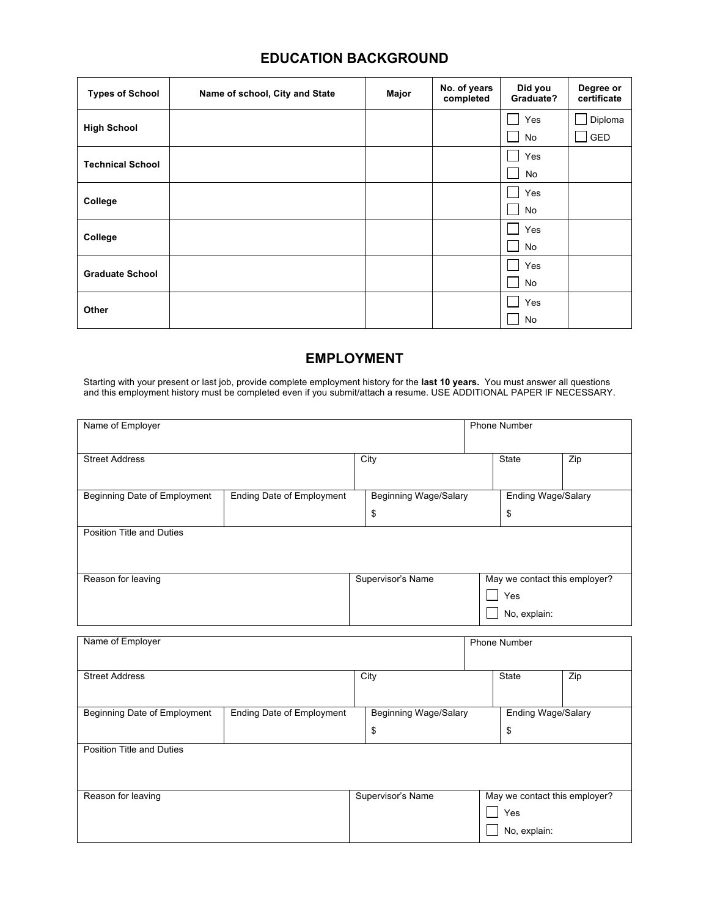## EDUCATION BACKGROUND

| Types of School | Name of school, City and State | Major | No. of years completed | Did you Graduate? | Degree or certificate |
|---|---|---|---|---|---|
| **High School** | | | | ☐ Yes ☐ No | ☐ Diploma ☐ GED |
| **Technical School** | | | | ☐ Yes ☐ No | |
| **College** | | | | ☐ Yes ☐ No | |
| **College** | | | | ☐ Yes ☐ No | |
| **Graduate School** | | | | ☐ Yes ☐ No | |
| **Other** | | | | ☐ Yes ☐ No | |

## EMPLOYMENT

Starting with your present or last job, provide complete employment history for the **last 10 years.** You must answer all questions and this employment history must be completed even if you submit/attach a resume. USE ADDITIONAL PAPER IF NECESSARY.

| Name of Employer | | | Phone Number |
|---|---|---|---|
| Street Address | City | State | Zip |
| Beginning Date of Employment | Ending Date of Employment | Beginning Wage/Salary $ | Ending Wage/Salary $ |
| Position Title and Duties | | | |
| Reason for leaving | Supervisor's Name | May we contact this employer? ☐ Yes ☐ No, explain: | |

| Name of Employer | | | Phone Number |
|---|---|---|---|
| Street Address | City | State | Zip |
| Beginning Date of Employment | Ending Date of Employment | Beginning Wage/Salary $ | Ending Wage/Salary $ |
| Position Title and Duties | | | |
| Reason for leaving | Supervisor's Name | May we contact this employer? ☐ Yes ☐ No, explain: | |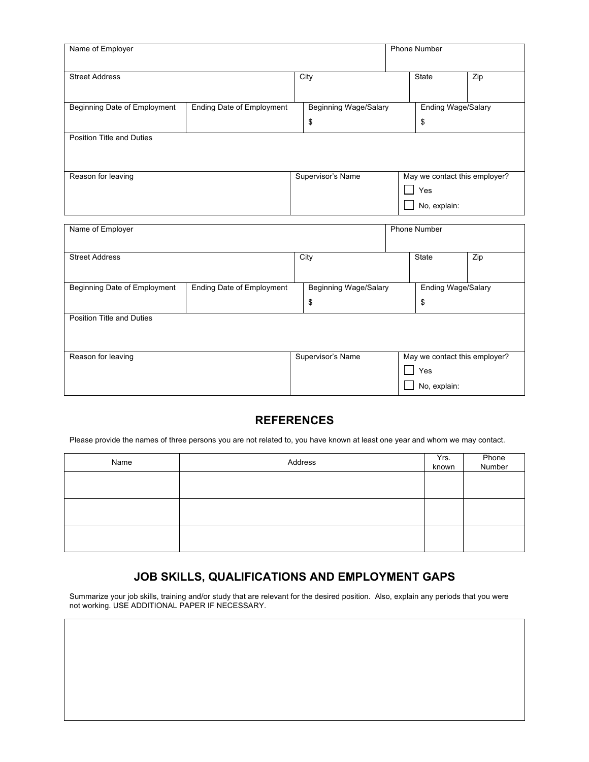| Name of Employer | | | | Phone Number |
|---|---|---|---|---|
| **Street Address** | | City | State | Zip |
| **Beginning Date of Employment** | **Ending Date of Employment** | **Beginning Wage/Salary** $ | | **Ending Wage/Salary** $ |
| **Position Title and Duties** | | | | |
| **Reason for leaving** | | Supervisor's Name | | May we contact this employer? ☐ Yes ☐ No, explain: |

| Name of Employer | | | | Phone Number |
|---|---|---|---|---|
| **Street Address** | | City | State | Zip |
| **Beginning Date of Employment** | **Ending Date of Employment** | **Beginning Wage/Salary** $ | | **Ending Wage/Salary** $ |
| **Position Title and Duties** | | | | |
| **Reason for leaving** | | Supervisor's Name | | May we contact this employer? ☐ Yes ☐ No, explain: |

## REFERENCES

Please provide the names of three persons you are not related to, you have known at least one year and whom we may contact.

| Name | Address | Yrs. known | Phone Number |
|---|---|---|---|
| | | | |
| | | | |
| | | | |

## JOB SKILLS, QUALIFICATIONS AND EMPLOYMENT GAPS

Summarize your job skills, training and/or study that are relevant for the desired position. Also, explain any periods that you were not working. USE ADDITIONAL PAPER IF NECESSARY.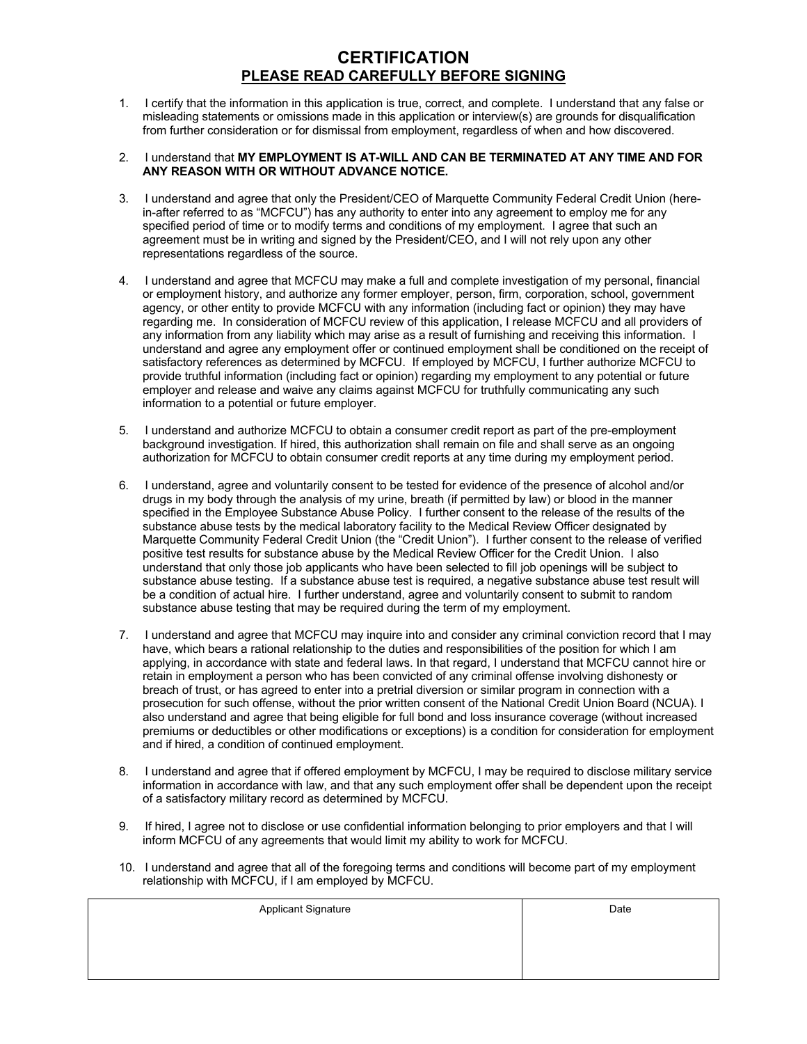# CERTIFICATION

## PLEASE READ CAREFULLY BEFORE SIGNING

1. I certify that the information in this application is true, correct, and complete. I understand that any false or misleading statements or omissions made in this application or interview(s) are grounds for disqualification from further consideration or for dismissal from employment, regardless of when and how discovered.

2. I understand that **MY EMPLOYMENT IS AT-WILL AND CAN BE TERMINATED AT ANY TIME AND FOR ANY REASON WITH OR WITHOUT ADVANCE NOTICE.**

3. I understand and agree that only the President/CEO of Marquette Community Federal Credit Union (here-in-after referred to as "MCFCU") has any authority to enter into any agreement to employ me for any specified period of time or to modify terms and conditions of my employment. I agree that such an agreement must be in writing and signed by the President/CEO, and I will not rely upon any other representations regardless of the source.

4. I understand and agree that MCFCU may make a full and complete investigation of my personal, financial or employment history, and authorize any former employer, person, firm, corporation, school, government agency, or other entity to provide MCFCU with any information (including fact or opinion) they may have regarding me. In consideration of MCFCU review of this application, I release MCFCU and all providers of any information from any liability which may arise as a result of furnishing and receiving this information. I understand and agree any employment offer or continued employment shall be conditioned on the receipt of satisfactory references as determined by MCFCU. If employed by MCFCU, I further authorize MCFCU to provide truthful information (including fact or opinion) regarding my employment to any potential or future employer and release and waive any claims against MCFCU for truthfully communicating any such information to a potential or future employer.

5. I understand and authorize MCFCU to obtain a consumer credit report as part of the pre-employment background investigation. If hired, this authorization shall remain on file and shall serve as an ongoing authorization for MCFCU to obtain consumer credit reports at any time during my employment period.

6. I understand, agree and voluntarily consent to be tested for evidence of the presence of alcohol and/or drugs in my body through the analysis of my urine, breath (if permitted by law) or blood in the manner specified in the Employee Substance Abuse Policy. I further consent to the release of the results of the substance abuse tests by the medical laboratory facility to the Medical Review Officer designated by Marquette Community Federal Credit Union (the "Credit Union"). I further consent to the release of verified positive test results for substance abuse by the Medical Review Officer for the Credit Union. I also understand that only those job applicants who have been selected to fill job openings will be subject to substance abuse testing. If a substance abuse test is required, a negative substance abuse test result will be a condition of actual hire. I further understand, agree and voluntarily consent to submit to random substance abuse testing that may be required during the term of my employment.

7. I understand and agree that MCFCU may inquire into and consider any criminal conviction record that I may have, which bears a rational relationship to the duties and responsibilities of the position for which I am applying, in accordance with state and federal laws. In that regard, I understand that MCFCU cannot hire or retain in employment a person who has been convicted of any criminal offense involving dishonesty or breach of trust, or has agreed to enter into a pretrial diversion or similar program in connection with a prosecution for such offense, without the prior written consent of the National Credit Union Board (NCUA). I also understand and agree that being eligible for full bond and loss insurance coverage (without increased premiums or deductibles or other modifications or exceptions) is a condition for consideration for employment and if hired, a condition of continued employment.

8. I understand and agree that if offered employment by MCFCU, I may be required to disclose military service information in accordance with law, and that any such employment offer shall be dependent upon the receipt of a satisfactory military record as determined by MCFCU.

9. If hired, I agree not to disclose or use confidential information belonging to prior employers and that I will inform MCFCU of any agreements that would limit my ability to work for MCFCU.

10. I understand and agree that all of the foregoing terms and conditions will become part of my employment relationship with MCFCU, if I am employed by MCFCU.

| Applicant Signature | Date |
| --- | --- |
| | |